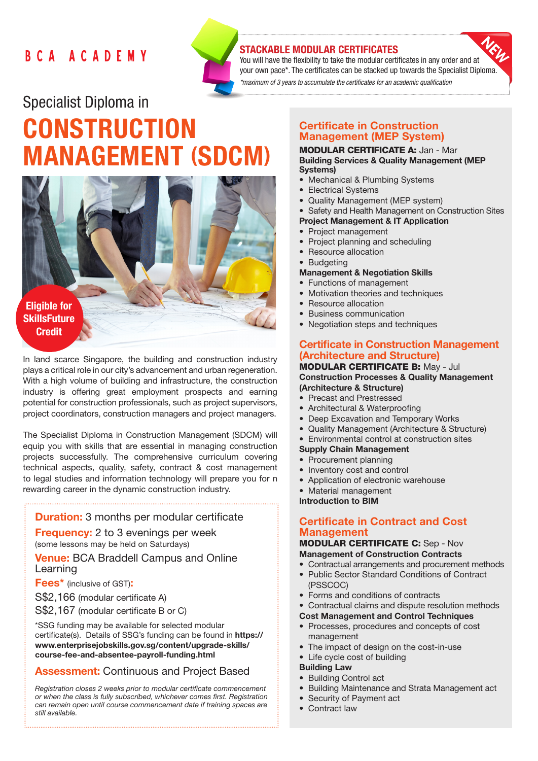BCA ACADEMY

## STACKABLE MODULAR CERTIFICATES

NEW

You will have the flexibility to take the modular certificates in any order and at your own pace*. The certificates can be stacked up towards the Specialist Diploma.

*\*maximum of 3 years to accumulate the certificates for an academic qualification*

# Specialist Diploma in CONSTRUCTION MANAGEMENT (SDCM)

**Eligible for SkillsFuture Credit**

In land scarce Singapore, the building and construction industry plays a critical role in our city's advancement and urban regeneration. With a high volume of building and infrastructure, the construction industry is offering great employment prospects and earning potential for construction professionals, such as project supervisors, project coordinators, construction managers and project managers.

The Specialist Diploma in Construction Management (SDCM) will equip you with skills that are essential in managing construction projects successfully. The comprehensive curriculum covering technical aspects, quality, safety, contract & cost management to legal studies and information technology will prepare you for n rewarding career in the dynamic construction industry.

**Duration:** 3 months per modular certificate

**Frequency:** 2 to 3 evenings per week
(some lessons may be held on Saturdays)

**Venue:** BCA Braddell Campus and Online Learning

**Fees*** (inclusive of GST):

S$2,166 (modular certificate A)

S$2,167 (modular certificate B or C)

*SSG funding may be available for selected modular certificate(s). Details of SSG's funding can be found in **https://www.enterprisejobskills.gov.sg/content/upgrade-skills/course-fee-and-absentee-payroll-funding.html**

**Assessment:** Continuous and Project Based

*Registration closes 2 weeks prior to modular certificate commencement or when the class is fully subscribed, whichever comes first. Registration can remain open until course commencement date if training spaces are still available.*

## Certificate in Construction Management (MEP System)

**MODULAR CERTIFICATE A:** Jan - Mar

**Building Services & Quality Management (MEP Systems)**
- Mechanical & Plumbing Systems
- Electrical Systems
- Quality Management (MEP system)
- Safety and Health Management on Construction Sites

**Project Management & IT Application**
- Project management
- Project planning and scheduling
- Resource allocation
- Budgeting

**Management & Negotiation Skills**
- Functions of management
- Motivation theories and techniques
- Resource allocation
- Business communication
- Negotiation steps and techniques

## Certificate in Construction Management (Architecture and Structure)

**MODULAR CERTIFICATE B:** May - Jul

**Construction Processes & Quality Management (Architecture & Structure)**
- Precast and Prestressed
- Architectural & Waterproofing
- Deep Excavation and Temporary Works
- Quality Management (Architecture & Structure)
- Environmental control at construction sites

**Supply Chain Management**
- Procurement planning
- Inventory cost and control
- Application of electronic warehouse
- Material management

**Introduction to BIM**

## Certificate in Contract and Cost Management

**MODULAR CERTIFICATE C:** Sep - Nov

**Management of Construction Contracts**
- Contractual arrangements and procurement methods
- Public Sector Standard Conditions of Contract (PSSCOC)
- Forms and conditions of contracts
- Contractual claims and dispute resolution methods

**Cost Management and Control Techniques**
- Processes, procedures and concepts of cost management
- The impact of design on the cost-in-use
- Life cycle cost of building

**Building Law**
- Building Control act
- Building Maintenance and Strata Management act
- Security of Payment act
- Contract law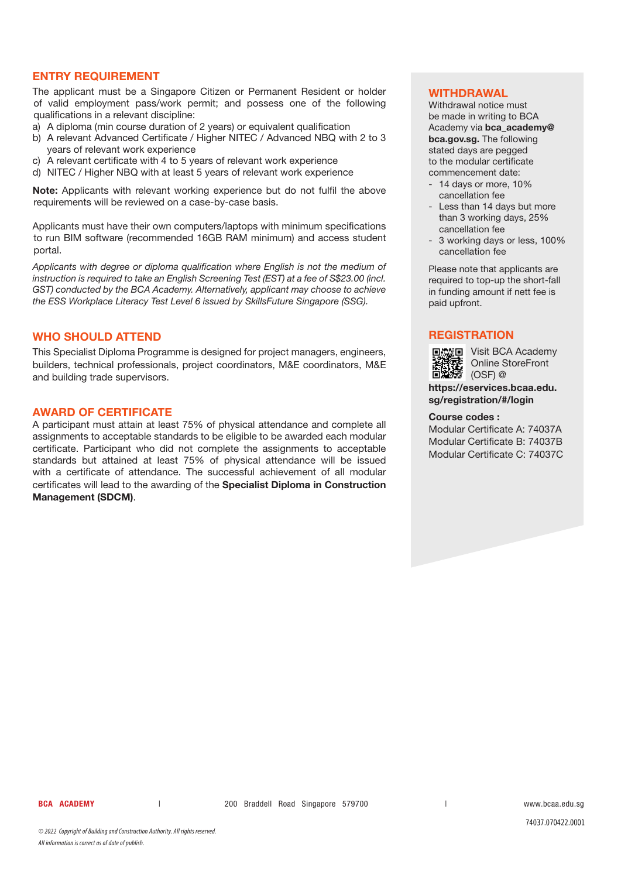## ENTRY REQUIREMENT

The applicant must be a Singapore Citizen or Permanent Resident or holder of valid employment pass/work permit; and possess one of the following qualifications in a relevant discipline:

a) A diploma (min course duration of 2 years) or equivalent qualification
b) A relevant Advanced Certificate / Higher NITEC / Advanced NBQ with 2 to 3 years of relevant work experience
c) A relevant certificate with 4 to 5 years of relevant work experience
d) NITEC / Higher NBQ with at least 5 years of relevant work experience

**Note:** Applicants with relevant working experience but do not fulfil the above requirements will be reviewed on a case-by-case basis.

Applicants must have their own computers/laptops with minimum specifications to run BIM software (recommended 16GB RAM minimum) and access student portal.

*Applicants with degree or diploma qualification where English is not the medium of instruction is required to take an English Screening Test (EST) at a fee of S$23.00 (incl. GST) conducted by the BCA Academy. Alternatively, applicant may choose to achieve the ESS Workplace Literacy Test Level 6 issued by SkillsFuture Singapore (SSG).*

## WHO SHOULD ATTEND

This Specialist Diploma Programme is designed for project managers, engineers, builders, technical professionals, project coordinators, M&E coordinators, M&E and building trade supervisors.

## AWARD OF CERTIFICATE

A participant must attain at least 75% of physical attendance and complete all assignments to acceptable standards to be eligible to be awarded each modular certificate. Participant who did not complete the assignments to acceptable standards but attained at least 75% of physical attendance will be issued with a certificate of attendance. The successful achievement of all modular certificates will lead to the awarding of the **Specialist Diploma in Construction Management (SDCM)**.

## WITHDRAWAL

Withdrawal notice must be made in writing to BCA Academy via **bca_academy@bca.gov.sg.** The following stated days are pegged to the modular certificate commencement date:

- 14 days or more, 10% cancellation fee
- Less than 14 days but more than 3 working days, 25% cancellation fee
- 3 working days or less, 100% cancellation fee

Please note that applicants are required to top-up the short-fall in funding amount if nett fee is paid upfront.

## REGISTRATION

Visit BCA Academy Online StoreFront (OSF) @ **https://eservices.bcaa.edu.sg/registration/#/login**

**Course codes :**
Modular Certificate A: 74037A
Modular Certificate B: 74037B
Modular Certificate C: 74037C

BCA ACADEMY | 200 Braddell Road Singapore 579700 | www.bcaa.edu.sg

74037.070422.0001

*© 2022 Copyright of Building and Construction Authority. All rights reserved.*
*All information is correct as of date of publish.*